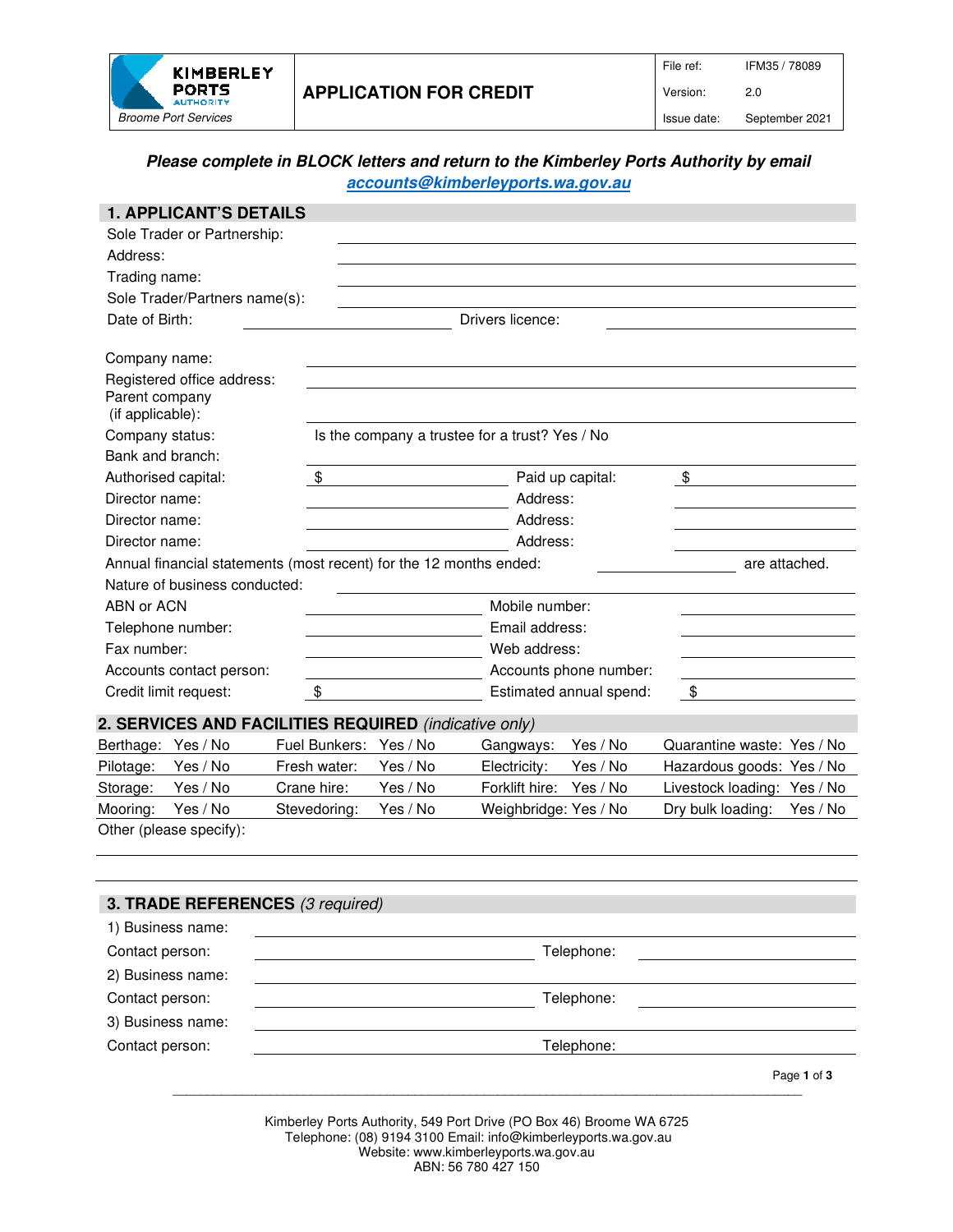| KIMBERLEY PORTS AUTHORITY<br>*Broome Port Services* | **APPLICATION FOR CREDIT** | File ref: IFM35 / 78089<br>Version: 2.0<br>Issue date: September 2021 |
|---|---|---|

***Please complete in BLOCK letters and return to the Kimberley Ports Authority by email [accounts@kimberleyports.wa.gov.au](mailto:accounts@kimberleyports.wa.gov.au)***

## 1. APPLICANT'S DETAILS

Sole Trader or Partnership: \_\_\_\_\_\_\_\_\_\_\_\_\_\_\_\_\_\_\_\_

Address: \_\_\_\_\_\_\_\_\_\_\_\_\_\_\_\_\_\_\_\_

Trading name: \_\_\_\_\_\_\_\_\_\_\_\_\_\_\_\_\_\_\_\_

Sole Trader/Partners name(s): \_\_\_\_\_\_\_\_\_\_\_\_\_\_\_\_\_\_\_\_

Date of Birth: \_\_\_\_\_\_\_\_\_\_ Drivers licence: \_\_\_\_\_\_\_\_\_\_

Company name: \_\_\_\_\_\_\_\_\_\_\_\_\_\_\_\_\_\_\_\_

Registered office address: \_\_\_\_\_\_\_\_\_\_\_\_\_\_\_\_\_\_\_\_

Parent company (if applicable): \_\_\_\_\_\_\_\_\_\_\_\_\_\_\_\_\_\_\_\_

Company status: Is the company a trustee for a trust? Yes / No

Bank and branch: \_\_\_\_\_\_\_\_\_\_\_\_\_\_\_\_\_\_\_\_

Authorised capital: $ \_\_\_\_\_\_\_\_\_\_ Paid up capital: $ \_\_\_\_\_\_\_\_\_\_

Director name: \_\_\_\_\_\_\_\_\_\_ Address: \_\_\_\_\_\_\_\_\_\_

Director name: \_\_\_\_\_\_\_\_\_\_ Address: \_\_\_\_\_\_\_\_\_\_

Director name: \_\_\_\_\_\_\_\_\_\_ Address: \_\_\_\_\_\_\_\_\_\_

Annual financial statements (most recent) for the 12 months ended: \_\_\_\_\_\_\_\_\_\_ are attached.

Nature of business conducted: \_\_\_\_\_\_\_\_\_\_\_\_\_\_\_\_\_\_\_\_

ABN or ACN \_\_\_\_\_\_\_\_\_\_ Mobile number: \_\_\_\_\_\_\_\_\_\_

Telephone number: \_\_\_\_\_\_\_\_\_\_ Email address: \_\_\_\_\_\_\_\_\_\_

Fax number: \_\_\_\_\_\_\_\_\_\_ Web address: \_\_\_\_\_\_\_\_\_\_

Accounts contact person: \_\_\_\_\_\_\_\_\_\_ Accounts phone number: \_\_\_\_\_\_\_\_\_\_

Credit limit request: $ \_\_\_\_\_\_\_\_\_\_ Estimated annual spend: $ \_\_\_\_\_\_\_\_\_\_

## 2. SERVICES AND FACILITIES REQUIRED *(indicative only)*

| | | | | | | | |
|---|---|---|---|---|---|---|---|
| Berthage: | Yes / No | Fuel Bunkers: | Yes / No | Gangways: | Yes / No | Quarantine waste: | Yes / No |
| Pilotage: | Yes / No | Fresh water: | Yes / No | Electricity: | Yes / No | Hazardous goods: | Yes / No |
| Storage: | Yes / No | Crane hire: | Yes / No | Forklift hire: | Yes / No | Livestock loading: | Yes / No |
| Mooring: | Yes / No | Stevedoring: | Yes / No | Weighbridge: | Yes / No | Dry bulk loading: | Yes / No |

Other (please specify): \_\_\_\_\_\_\_\_\_\_\_\_\_\_\_\_\_\_\_\_

## 3. TRADE REFERENCES *(3 required)*

1) Business name: \_\_\_\_\_\_\_\_\_\_\_\_\_\_\_\_\_\_\_\_

Contact person: \_\_\_\_\_\_\_\_\_\_ Telephone: \_\_\_\_\_\_\_\_\_\_

2) Business name: \_\_\_\_\_\_\_\_\_\_\_\_\_\_\_\_\_\_\_\_

Contact person: \_\_\_\_\_\_\_\_\_\_ Telephone: \_\_\_\_\_\_\_\_\_\_

3) Business name: \_\_\_\_\_\_\_\_\_\_\_\_\_\_\_\_\_\_\_\_

Contact person: \_\_\_\_\_\_\_\_\_\_ Telephone: \_\_\_\_\_\_\_\_\_\_

Kimberley Ports Authority, 549 Port Drive (PO Box 46) Broome WA 6725
Telephone: (08) 9194 3100 Email: info@kimberleyports.wa.gov.au
Website: www.kimberleyports.wa.gov.au
ABN: 56 780 427 150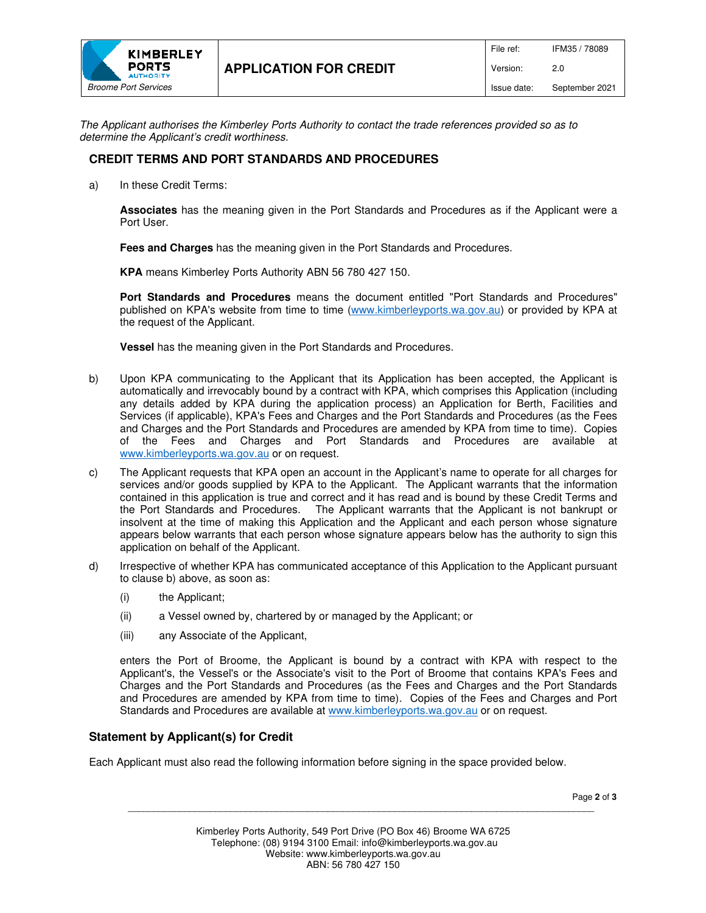*The Applicant authorises the Kimberley Ports Authority to contact the trade references provided so as to determine the Applicant's credit worthiness.*

## CREDIT TERMS AND PORT STANDARDS AND PROCEDURES

a) In these Credit Terms:

**Associates** has the meaning given in the Port Standards and Procedures as if the Applicant were a Port User.

**Fees and Charges** has the meaning given in the Port Standards and Procedures.

**KPA** means Kimberley Ports Authority ABN 56 780 427 150.

**Port Standards and Procedures** means the document entitled "Port Standards and Procedures" published on KPA's website from time to time (www.kimberleyports.wa.gov.au) or provided by KPA at the request of the Applicant.

**Vessel** has the meaning given in the Port Standards and Procedures.

b) Upon KPA communicating to the Applicant that its Application has been accepted, the Applicant is automatically and irrevocably bound by a contract with KPA, which comprises this Application (including any details added by KPA during the application process) an Application for Berth, Facilities and Services (if applicable), KPA's Fees and Charges and the Port Standards and Procedures (as the Fees and Charges and the Port Standards and Procedures are amended by KPA from time to time). Copies of the Fees and Charges and Port Standards and Procedures are available at www.kimberleyports.wa.gov.au or on request.

c) The Applicant requests that KPA open an account in the Applicant's name to operate for all charges for services and/or goods supplied by KPA to the Applicant. The Applicant warrants that the information contained in this application is true and correct and it has read and is bound by these Credit Terms and the Port Standards and Procedures. The Applicant warrants that the Applicant is not bankrupt or insolvent at the time of making this Application and the Applicant and each person whose signature appears below warrants that each person whose signature appears below has the authority to sign this application on behalf of the Applicant.

d) Irrespective of whether KPA has communicated acceptance of this Application to the Applicant pursuant to clause b) above, as soon as:

   (i) the Applicant;

   (ii) a Vessel owned by, chartered by or managed by the Applicant; or

   (iii) any Associate of the Applicant,

   enters the Port of Broome, the Applicant is bound by a contract with KPA with respect to the Applicant's, the Vessel's or the Associate's visit to the Port of Broome that contains KPA's Fees and Charges and the Port Standards and Procedures (as the Fees and Charges and the Port Standards and Procedures are amended by KPA from time to time). Copies of the Fees and Charges and Port Standards and Procedures are available at www.kimberleyports.wa.gov.au or on request.

### Statement by Applicant(s) for Credit

Each Applicant must also read the following information before signing in the space provided below.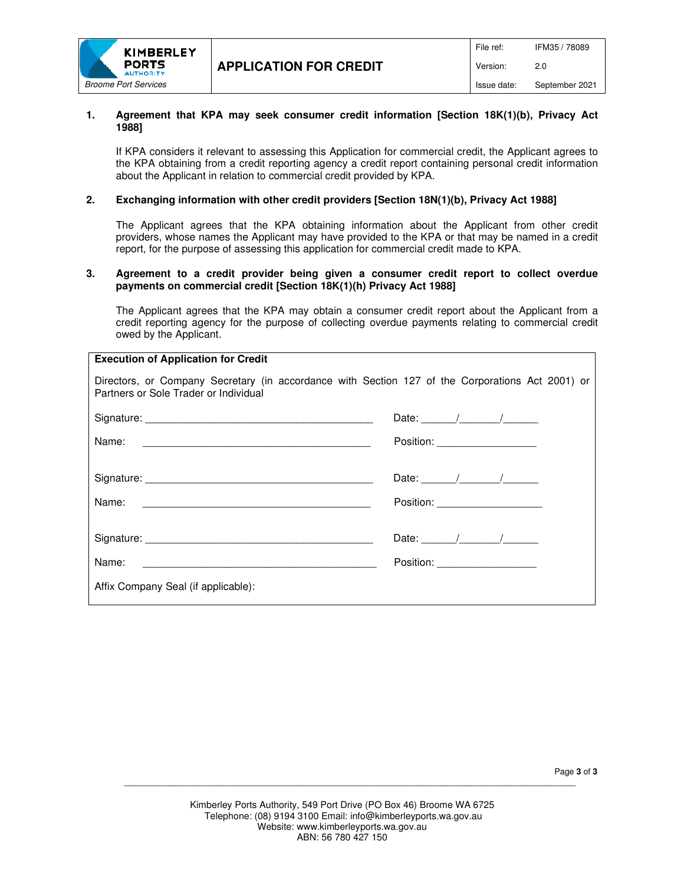**1. Agreement that KPA may seek consumer credit information [Section 18K(1)(b), Privacy Act 1988]**

If KPA considers it relevant to assessing this Application for commercial credit, the Applicant agrees to the KPA obtaining from a credit reporting agency a credit report containing personal credit information about the Applicant in relation to commercial credit provided by KPA.

**2. Exchanging information with other credit providers [Section 18N(1)(b), Privacy Act 1988]**

The Applicant agrees that the KPA obtaining information about the Applicant from other credit providers, whose names the Applicant may have provided to the KPA or that may be named in a credit report, for the purpose of assessing this application for commercial credit made to KPA.

**3. Agreement to a credit provider being given a consumer credit report to collect overdue payments on commercial credit [Section 18K(1)(h) Privacy Act 1988]**

The Applicant agrees that the KPA may obtain a consumer credit report about the Applicant from a credit reporting agency for the purpose of collecting overdue payments relating to commercial credit owed by the Applicant.

**Execution of Application for Credit**

Directors, or Company Secretary (in accordance with Section 127 of the Corporations Act 2001) or Partners or Sole Trader or Individual

Signature: ________________________________________ Date: ______/_______/______

Name: ________________________________________ Position: _________________

Signature: ________________________________________ Date: ______/_______/______

Name: ________________________________________ Position: __________________

Signature: ________________________________________ Date: ______/_______/______

Name: ________________________________________ Position: _________________

Affix Company Seal (if applicable):

Kimberley Ports Authority, 549 Port Drive (PO Box 46) Broome WA 6725
Telephone: (08) 9194 3100 Email: info@kimberleyports.wa.gov.au
Website: www.kimberleyports.wa.gov.au
ABN: 56 780 427 150